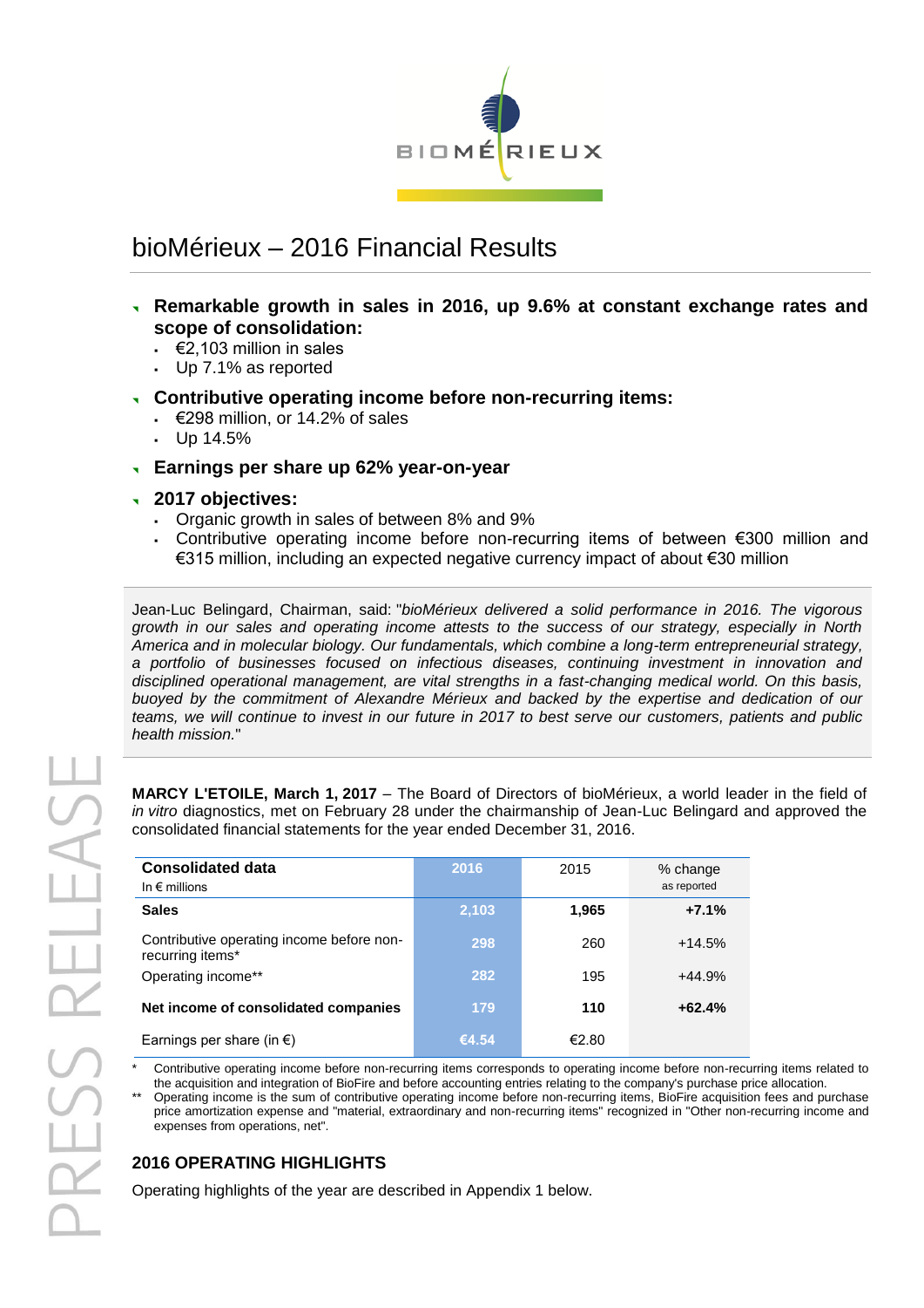# bioMérieux – 2016 Financial Results

- **Remarkable growth in sales in 2016, up 9.6% at constant exchange rates and scope of consolidation:**
  - €2,103 million in sales
  - Up 7.1% as reported
- **Contributive operating income before non-recurring items:**
  - €298 million, or 14.2% of sales
  - Up 14.5%
- **Earnings per share up 62% year-on-year**
- **2017 objectives:**
  - Organic growth in sales of between 8% and 9%
  - Contributive operating income before non-recurring items of between €300 million and €315 million, including an expected negative currency impact of about €30 million

Jean-Luc Belingard, Chairman, said: "*bioMérieux delivered a solid performance in 2016. The vigorous growth in our sales and operating income attests to the success of our strategy, especially in North America and in molecular biology. Our fundamentals, which combine a long-term entrepreneurial strategy, a portfolio of businesses focused on infectious diseases, continuing investment in innovation and disciplined operational management, are vital strengths in a fast-changing medical world. On this basis, buoyed by the commitment of Alexandre Mérieux and backed by the expertise and dedication of our teams, we will continue to invest in our future in 2017 to best serve our customers, patients and public health mission.*"

**MARCY L'ETOILE, March 1, 2017** – The Board of Directors of bioMérieux, a world leader in the field of *in vitro* diagnostics, met on February 28 under the chairmanship of Jean-Luc Belingard and approved the consolidated financial statements for the year ended December 31, 2016.

| **Consolidated data** In € millions | 2016 | 2015 | % change as reported |
|---|---|---|---|
| **Sales** | 2,103 | **1,965** | **+7.1%** |
| Contributive operating income before non-recurring items* | 298 | 260 | +14.5% |
| Operating income** | 282 | 195 | +44.9% |
| **Net income of consolidated companies** | 179 | **110** | **+62.4%** |
| Earnings per share (in €) | €4.54 | €2.80 | |

\* Contributive operating income before non-recurring items corresponds to operating income before non-recurring items related to the acquisition and integration of BioFire and before accounting entries relating to the company's purchase price allocation.

\*\* Operating income is the sum of contributive operating income before non-recurring items, BioFire acquisition fees and purchase price amortization expense and "material, extraordinary and non-recurring items" recognized in "Other non-recurring income and expenses from operations, net".

## 2016 OPERATING HIGHLIGHTS

Operating highlights of the year are described in Appendix 1 below.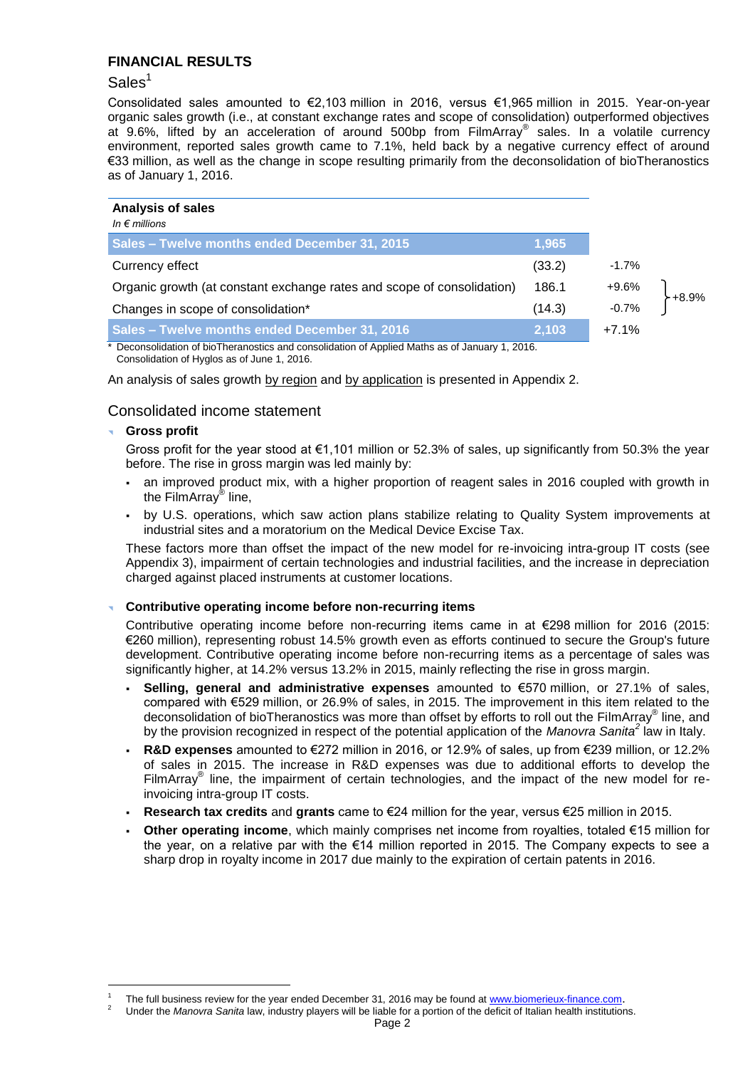## FINANCIAL RESULTS

### Sales[1]

Consolidated sales amounted to €2,103 million in 2016, versus €1,965 million in 2015. Year-on-year organic sales growth (i.e., at constant exchange rates and scope of consolidation) outperformed objectives at 9.6%, lifted by an acceleration of around 500bp from FilmArray® sales. In a volatile currency environment, reported sales growth came to 7.1%, held back by a negative currency effect of around €33 million, as well as the change in scope resulting primarily from the deconsolidation of bioTheranostics as of January 1, 2016.

**Analysis of sales**
*In € millions*

| | | | |
|---|---|---|---|
| **Sales – Twelve months ended December 31, 2015** | **1,965** | | |
| Currency effect | (33.2) | -1.7% | |
| Organic growth (at constant exchange rates and scope of consolidation) | 186.1 | +9.6% | +8.9% |
| Changes in scope of consolidation* | (14.3) | -0.7% | |
| **Sales – Twelve months ended December 31, 2016** | **2,103** | +7.1% | |

\* Deconsolidation of bioTheranostics and consolidation of Applied Maths as of January 1, 2016. Consolidation of Hyglos as of June 1, 2016.

An analysis of sales growth by region and by application is presented in Appendix 2.

### Consolidated income statement

- **Gross profit**

  Gross profit for the year stood at €1,101 million or 52.3% of sales, up significantly from 50.3% the year before. The rise in gross margin was led mainly by:

  - an improved product mix, with a higher proportion of reagent sales in 2016 coupled with growth in the FilmArray® line,
  - by U.S. operations, which saw action plans stabilize relating to Quality System improvements at industrial sites and a moratorium on the Medical Device Excise Tax.

  These factors more than offset the impact of the new model for re-invoicing intra-group IT costs (see Appendix 3), impairment of certain technologies and industrial facilities, and the increase in depreciation charged against placed instruments at customer locations.

- **Contributive operating income before non-recurring items**

  Contributive operating income before non-recurring items came in at €298 million for 2016 (2015: €260 million), representing robust 14.5% growth even as efforts continued to secure the Group's future development. Contributive operating income before non-recurring items as a percentage of sales was significantly higher, at 14.2% versus 13.2% in 2015, mainly reflecting the rise in gross margin.

  - **Selling, general and administrative expenses** amounted to €570 million, or 27.1% of sales, compared with €529 million, or 26.9% of sales, in 2015. The improvement in this item related to the deconsolidation of bioTheranostics was more than offset by efforts to roll out the FilmArray® line, and by the provision recognized in respect of the potential application of the *Manovra Sanita*[2] law in Italy.
  - **R&D expenses** amounted to €272 million in 2016, or 12.9% of sales, up from €239 million, or 12.2% of sales in 2015. The increase in R&D expenses was due to additional efforts to develop the FilmArray® line, the impairment of certain technologies, and the impact of the new model for re-invoicing intra-group IT costs.
  - **Research tax credits** and **grants** came to €24 million for the year, versus €25 million in 2015.
  - **Other operating income**, which mainly comprises net income from royalties, totaled €15 million for the year, on a relative par with the €14 million reported in 2015. The Company expects to see a sharp drop in royalty income in 2017 due mainly to the expiration of certain patents in 2016.

---

[1] The full business review for the year ended December 31, 2016 may be found at www.biomerieux-finance.com.

[2] Under the *Manovra Sanita* law, industry players will be liable for a portion of the deficit of Italian health institutions.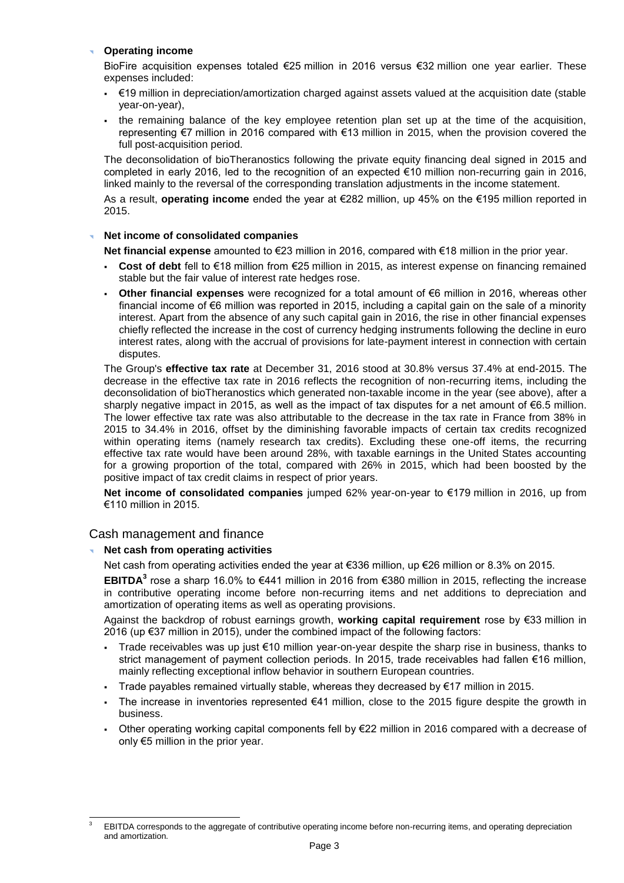### Operating income

BioFire acquisition expenses totaled €25 million in 2016 versus €32 million one year earlier. These expenses included:

- €19 million in depreciation/amortization charged against assets valued at the acquisition date (stable year-on-year),
- the remaining balance of the key employee retention plan set up at the time of the acquisition, representing €7 million in 2016 compared with €13 million in 2015, when the provision covered the full post-acquisition period.

The deconsolidation of bioTheranostics following the private equity financing deal signed in 2015 and completed in early 2016, led to the recognition of an expected €10 million non-recurring gain in 2016, linked mainly to the reversal of the corresponding translation adjustments in the income statement.

As a result, **operating income** ended the year at €282 million, up 45% on the €195 million reported in 2015.

### Net income of consolidated companies

**Net financial expense** amounted to €23 million in 2016, compared with €18 million in the prior year.

- **Cost of debt** fell to €18 million from €25 million in 2015, as interest expense on financing remained stable but the fair value of interest rate hedges rose.
- **Other financial expenses** were recognized for a total amount of €6 million in 2016, whereas other financial income of €6 million was reported in 2015, including a capital gain on the sale of a minority interest. Apart from the absence of any such capital gain in 2016, the rise in other financial expenses chiefly reflected the increase in the cost of currency hedging instruments following the decline in euro interest rates, along with the accrual of provisions for late-payment interest in connection with certain disputes.

The Group's **effective tax rate** at December 31, 2016 stood at 30.8% versus 37.4% at end-2015. The decrease in the effective tax rate in 2016 reflects the recognition of non-recurring items, including the deconsolidation of bioTheranostics which generated non-taxable income in the year (see above), after a sharply negative impact in 2015, as well as the impact of tax disputes for a net amount of €6.5 million. The lower effective tax rate was also attributable to the decrease in the tax rate in France from 38% in 2015 to 34.4% in 2016, offset by the diminishing favorable impacts of certain tax credits recognized within operating items (namely research tax credits). Excluding these one-off items, the recurring effective tax rate would have been around 28%, with taxable earnings in the United States accounting for a growing proportion of the total, compared with 26% in 2015, which had been boosted by the positive impact of tax credit claims in respect of prior years.

**Net income of consolidated companies** jumped 62% year-on-year to €179 million in 2016, up from €110 million in 2015.

## Cash management and finance

### Net cash from operating activities

Net cash from operating activities ended the year at €336 million, up €26 million or 8.3% on 2015.

**EBITDA**[3] rose a sharp 16.0% to €441 million in 2016 from €380 million in 2015, reflecting the increase in contributive operating income before non-recurring items and net additions to depreciation and amortization of operating items as well as operating provisions.

Against the backdrop of robust earnings growth, **working capital requirement** rose by €33 million in 2016 (up €37 million in 2015), under the combined impact of the following factors:

- Trade receivables was up just €10 million year-on-year despite the sharp rise in business, thanks to strict management of payment collection periods. In 2015, trade receivables had fallen €16 million, mainly reflecting exceptional inflow behavior in southern European countries.
- Trade payables remained virtually stable, whereas they decreased by €17 million in 2015.
- The increase in inventories represented €41 million, close to the 2015 figure despite the growth in business.
- Other operating working capital components fell by €22 million in 2016 compared with a decrease of only €5 million in the prior year.

[3] EBITDA corresponds to the aggregate of contributive operating income before non-recurring items, and operating depreciation and amortization.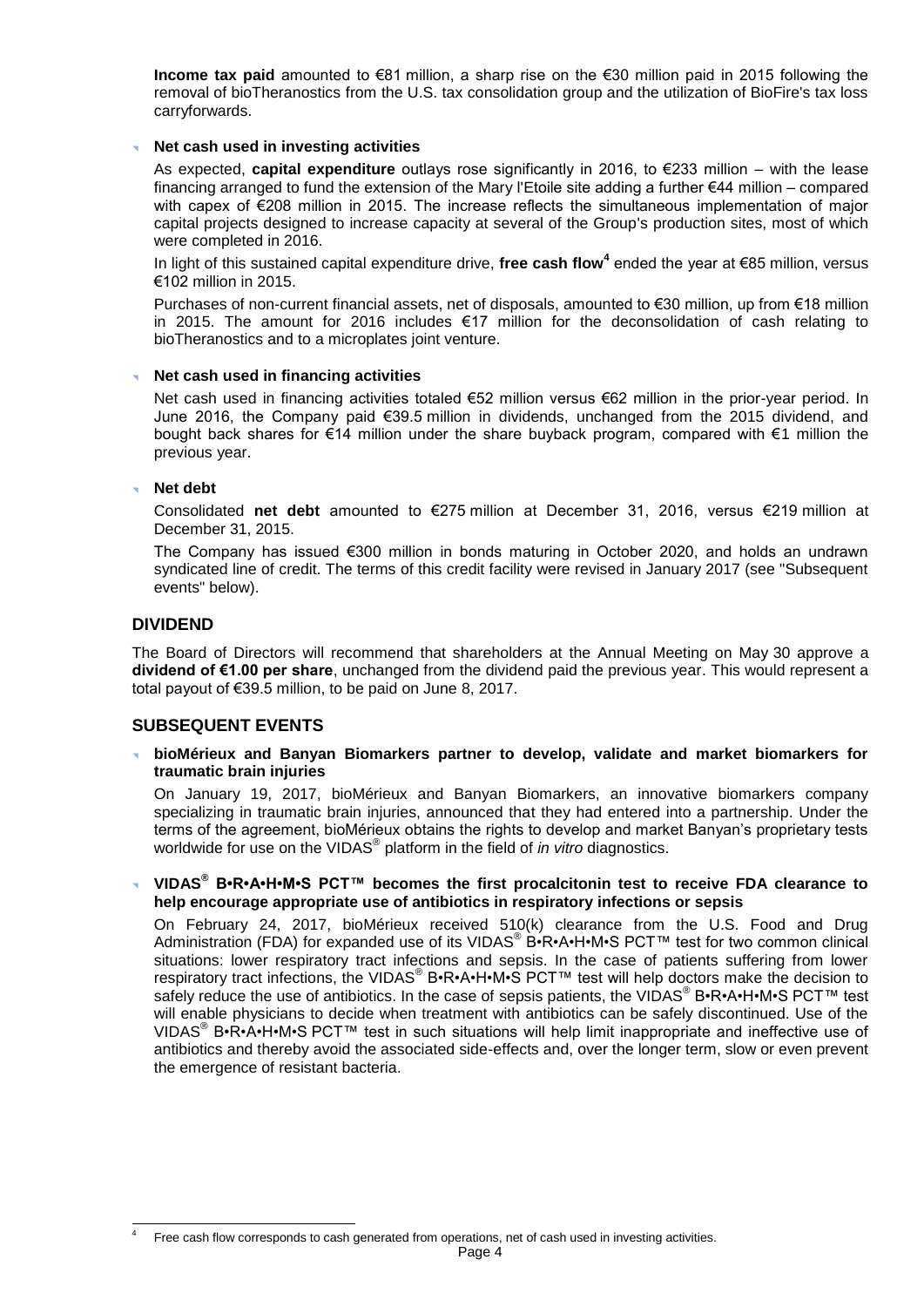**Income tax paid** amounted to €81 million, a sharp rise on the €30 million paid in 2015 following the removal of bioTheranostics from the U.S. tax consolidation group and the utilization of BioFire's tax loss carryforwards.

- **Net cash used in investing activities**

  As expected, **capital expenditure** outlays rose significantly in 2016, to €233 million – with the lease financing arranged to fund the extension of the Mary l'Etoile site adding a further €44 million – compared with capex of €208 million in 2015. The increase reflects the simultaneous implementation of major capital projects designed to increase capacity at several of the Group's production sites, most of which were completed in 2016.

  In light of this sustained capital expenditure drive, **free cash flow**[4] ended the year at €85 million, versus €102 million in 2015.

  Purchases of non-current financial assets, net of disposals, amounted to €30 million, up from €18 million in 2015. The amount for 2016 includes €17 million for the deconsolidation of cash relating to bioTheranostics and to a microplates joint venture.

- **Net cash used in financing activities**

  Net cash used in financing activities totaled €52 million versus €62 million in the prior-year period. In June 2016, the Company paid €39.5 million in dividends, unchanged from the 2015 dividend, and bought back shares for €14 million under the share buyback program, compared with €1 million the previous year.

- **Net debt**

  Consolidated **net debt** amounted to €275 million at December 31, 2016, versus €219 million at December 31, 2015.

  The Company has issued €300 million in bonds maturing in October 2020, and holds an undrawn syndicated line of credit. The terms of this credit facility were revised in January 2017 (see "Subsequent events" below).

## DIVIDEND

The Board of Directors will recommend that shareholders at the Annual Meeting on May 30 approve a **dividend of €1.00 per share**, unchanged from the dividend paid the previous year. This would represent a total payout of €39.5 million, to be paid on June 8, 2017.

## SUBSEQUENT EVENTS

- **bioMérieux and Banyan Biomarkers partner to develop, validate and market biomarkers for traumatic brain injuries**

  On January 19, 2017, bioMérieux and Banyan Biomarkers, an innovative biomarkers company specializing in traumatic brain injuries, announced that they had entered into a partnership. Under the terms of the agreement, bioMérieux obtains the rights to develop and market Banyan's proprietary tests worldwide for use on the VIDAS® platform in the field of *in vitro* diagnostics.

- **VIDAS® B•R•A•H•M•S PCT™ becomes the first procalcitonin test to receive FDA clearance to help encourage appropriate use of antibiotics in respiratory infections or sepsis**

  On February 24, 2017, bioMérieux received 510(k) clearance from the U.S. Food and Drug Administration (FDA) for expanded use of its VIDAS® B•R•A•H•M•S PCT™ test for two common clinical situations: lower respiratory tract infections and sepsis. In the case of patients suffering from lower respiratory tract infections, the VIDAS® B•R•A•H•M•S PCT™ test will help doctors make the decision to safely reduce the use of antibiotics. In the case of sepsis patients, the VIDAS® B•R•A•H•M•S PCT™ test will enable physicians to decide when treatment with antibiotics can be safely discontinued. Use of the VIDAS® B•R•A•H•M•S PCT™ test in such situations will help limit inappropriate and ineffective use of antibiotics and thereby avoid the associated side-effects and, over the longer term, slow or even prevent the emergence of resistant bacteria.

[4] Free cash flow corresponds to cash generated from operations, net of cash used in investing activities.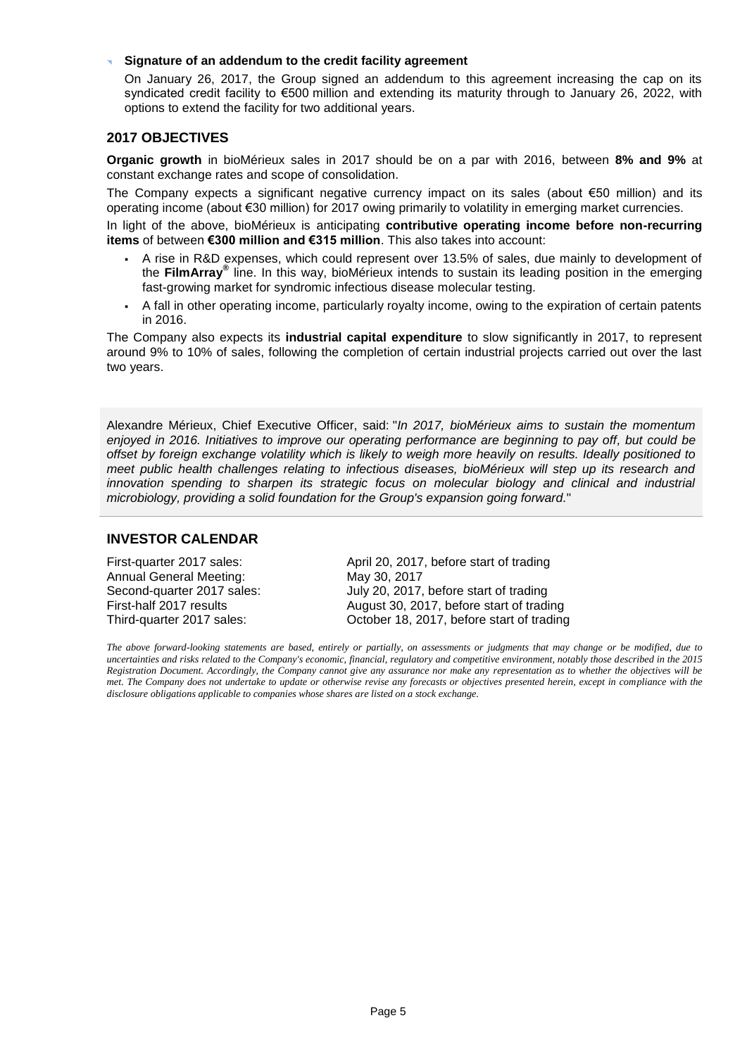- **Signature of an addendum to the credit facility agreement**

  On January 26, 2017, the Group signed an addendum to this agreement increasing the cap on its syndicated credit facility to €500 million and extending its maturity through to January 26, 2022, with options to extend the facility for two additional years.

## 2017 OBJECTIVES

**Organic growth** in bioMérieux sales in 2017 should be on a par with 2016, between **8% and 9%** at constant exchange rates and scope of consolidation.

The Company expects a significant negative currency impact on its sales (about €50 million) and its operating income (about €30 million) for 2017 owing primarily to volatility in emerging market currencies.

In light of the above, bioMérieux is anticipating **contributive operating income before non-recurring items** of between **€300 million and €315 million**. This also takes into account:

- A rise in R&D expenses, which could represent over 13.5% of sales, due mainly to development of the **FilmArray®** line. In this way, bioMérieux intends to sustain its leading position in the emerging fast-growing market for syndromic infectious disease molecular testing.
- A fall in other operating income, particularly royalty income, owing to the expiration of certain patents in 2016.

The Company also expects its **industrial capital expenditure** to slow significantly in 2017, to represent around 9% to 10% of sales, following the completion of certain industrial projects carried out over the last two years.

Alexandre Mérieux, Chief Executive Officer, said: "*In 2017, bioMérieux aims to sustain the momentum enjoyed in 2016. Initiatives to improve our operating performance are beginning to pay off, but could be offset by foreign exchange volatility which is likely to weigh more heavily on results. Ideally positioned to meet public health challenges relating to infectious diseases, bioMérieux will step up its research and innovation spending to sharpen its strategic focus on molecular biology and clinical and industrial microbiology, providing a solid foundation for the Group's expansion going forward.*"

## INVESTOR CALENDAR

| | |
|---|---|
| First-quarter 2017 sales: | April 20, 2017, before start of trading |
| Annual General Meeting: | May 30, 2017 |
| Second-quarter 2017 sales: | July 20, 2017, before start of trading |
| First-half 2017 results | August 30, 2017, before start of trading |
| Third-quarter 2017 sales: | October 18, 2017, before start of trading |

*The above forward-looking statements are based, entirely or partially, on assessments or judgments that may change or be modified, due to uncertainties and risks related to the Company's economic, financial, regulatory and competitive environment, notably those described in the 2015 Registration Document. Accordingly, the Company cannot give any assurance nor make any representation as to whether the objectives will be met. The Company does not undertake to update or otherwise revise any forecasts or objectives presented herein, except in compliance with the disclosure obligations applicable to companies whose shares are listed on a stock exchange.*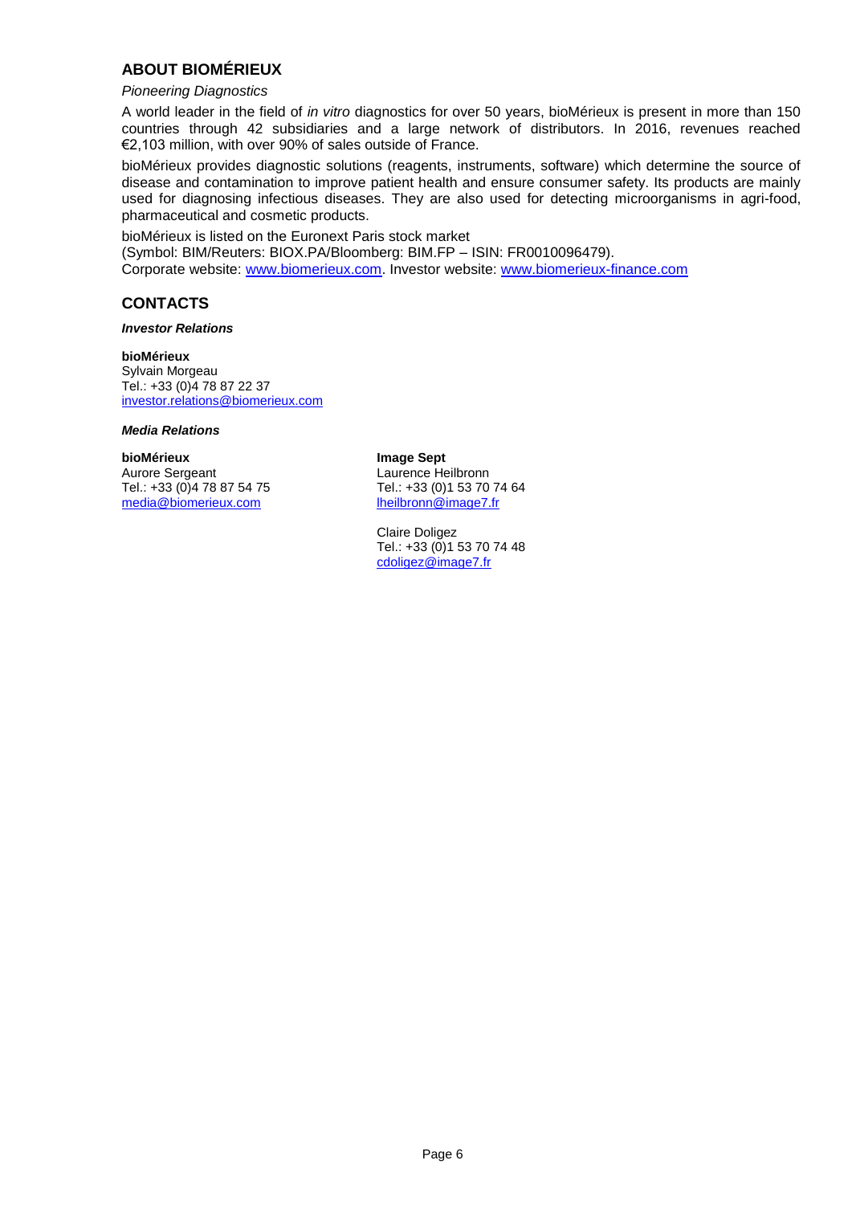## ABOUT BIOMÉRIEUX

*Pioneering Diagnostics*

A world leader in the field of *in vitro* diagnostics for over 50 years, bioMérieux is present in more than 150 countries through 42 subsidiaries and a large network of distributors. In 2016, revenues reached €2,103 million, with over 90% of sales outside of France.

bioMérieux provides diagnostic solutions (reagents, instruments, software) which determine the source of disease and contamination to improve patient health and ensure consumer safety. Its products are mainly used for diagnosing infectious diseases. They are also used for detecting microorganisms in agri-food, pharmaceutical and cosmetic products.

bioMérieux is listed on the Euronext Paris stock market
(Symbol: BIM/Reuters: BIOX.PA/Bloomberg: BIM.FP – ISIN: FR0010096479).
Corporate website: www.biomerieux.com. Investor website: www.biomerieux-finance.com

## CONTACTS

***Investor Relations***

**bioMérieux**
Sylvain Morgeau
Tel.: +33 (0)4 78 87 22 37
investor.relations@biomerieux.com

***Media Relations***

**bioMérieux**
Aurore Sergeant
Tel.: +33 (0)4 78 87 54 75
media@biomerieux.com

**Image Sept**
Laurence Heilbronn
Tel.: +33 (0)1 53 70 74 64
lheilbronn@image7.fr

Claire Doligez
Tel.: +33 (0)1 53 70 74 48
cdoligez@image7.fr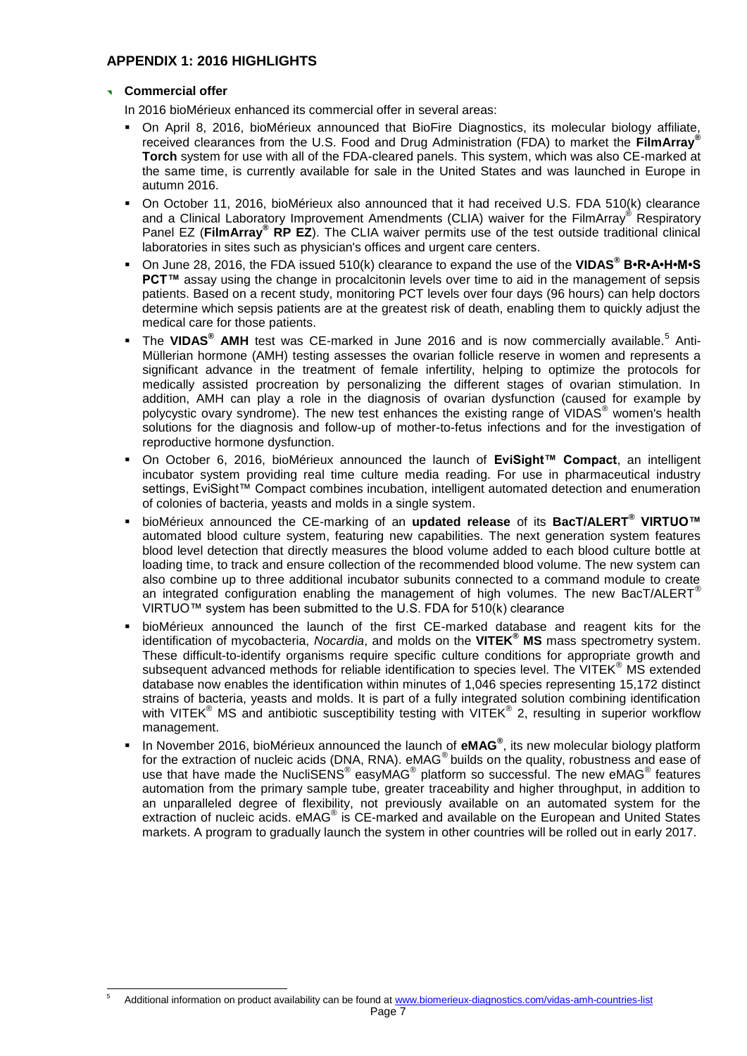## APPENDIX 1: 2016 HIGHLIGHTS

### Commercial offer

In 2016 bioMérieux enhanced its commercial offer in several areas:

- On April 8, 2016, bioMérieux announced that BioFire Diagnostics, its molecular biology affiliate, received clearances from the U.S. Food and Drug Administration (FDA) to market the **FilmArray® Torch** system for use with all of the FDA-cleared panels. This system, which was also CE-marked at the same time, is currently available for sale in the United States and was launched in Europe in autumn 2016.
- On October 11, 2016, bioMérieux also announced that it had received U.S. FDA 510(k) clearance and a Clinical Laboratory Improvement Amendments (CLIA) waiver for the FilmArray® Respiratory Panel EZ (**FilmArray® RP EZ**). The CLIA waiver permits use of the test outside traditional clinical laboratories in sites such as physician's offices and urgent care centers.
- On June 28, 2016, the FDA issued 510(k) clearance to expand the use of the **VIDAS® B•R•A•H•M•S PCT™** assay using the change in procalcitonin levels over time to aid in the management of sepsis patients. Based on a recent study, monitoring PCT levels over four days (96 hours) can help doctors determine which sepsis patients are at the greatest risk of death, enabling them to quickly adjust the medical care for those patients.
- The **VIDAS® AMH** test was CE-marked in June 2016 and is now commercially available.[5] Anti-Müllerian hormone (AMH) testing assesses the ovarian follicle reserve in women and represents a significant advance in the treatment of female infertility, helping to optimize the protocols for medically assisted procreation by personalizing the different stages of ovarian stimulation. In addition, AMH can play a role in the diagnosis of ovarian dysfunction (caused for example by polycystic ovary syndrome). The new test enhances the existing range of VIDAS® women's health solutions for the diagnosis and follow-up of mother-to-fetus infections and for the investigation of reproductive hormone dysfunction.
- On October 6, 2016, bioMérieux announced the launch of **EviSight™ Compact**, an intelligent incubator system providing real time culture media reading. For use in pharmaceutical industry settings, EviSight™ Compact combines incubation, intelligent automated detection and enumeration of colonies of bacteria, yeasts and molds in a single system.
- bioMérieux announced the CE-marking of an **updated release** of its **BacT/ALERT® VIRTUO™** automated blood culture system, featuring new capabilities. The next generation system features blood level detection that directly measures the blood volume added to each blood culture bottle at loading time, to track and ensure collection of the recommended blood volume. The new system can also combine up to three additional incubator subunits connected to a command module to create an integrated configuration enabling the management of high volumes. The new BacT/ALERT® VIRTUO™ system has been submitted to the U.S. FDA for 510(k) clearance
- bioMérieux announced the launch of the first CE-marked database and reagent kits for the identification of mycobacteria, *Nocardia*, and molds on the **VITEK® MS** mass spectrometry system. These difficult-to-identify organisms require specific culture conditions for appropriate growth and subsequent advanced methods for reliable identification to species level. The VITEK® MS extended database now enables the identification within minutes of 1,046 species representing 15,172 distinct strains of bacteria, yeasts and molds. It is part of a fully integrated solution combining identification with VITEK® MS and antibiotic susceptibility testing with VITEK® 2, resulting in superior workflow management.
- In November 2016, bioMérieux announced the launch of **eMAG®**, its new molecular biology platform for the extraction of nucleic acids (DNA, RNA). eMAG® builds on the quality, robustness and ease of use that have made the NucliSENS® easyMAG® platform so successful. The new eMAG® features automation from the primary sample tube, greater traceability and higher throughput, in addition to an unparalleled degree of flexibility, not previously available on an automated system for the extraction of nucleic acids. eMAG® is CE-marked and available on the European and United States markets. A program to gradually launch the system in other countries will be rolled out in early 2017.

---

[5] Additional information on product availability can be found at www.biomerieux-diagnostics.com/vidas-amh-countries-list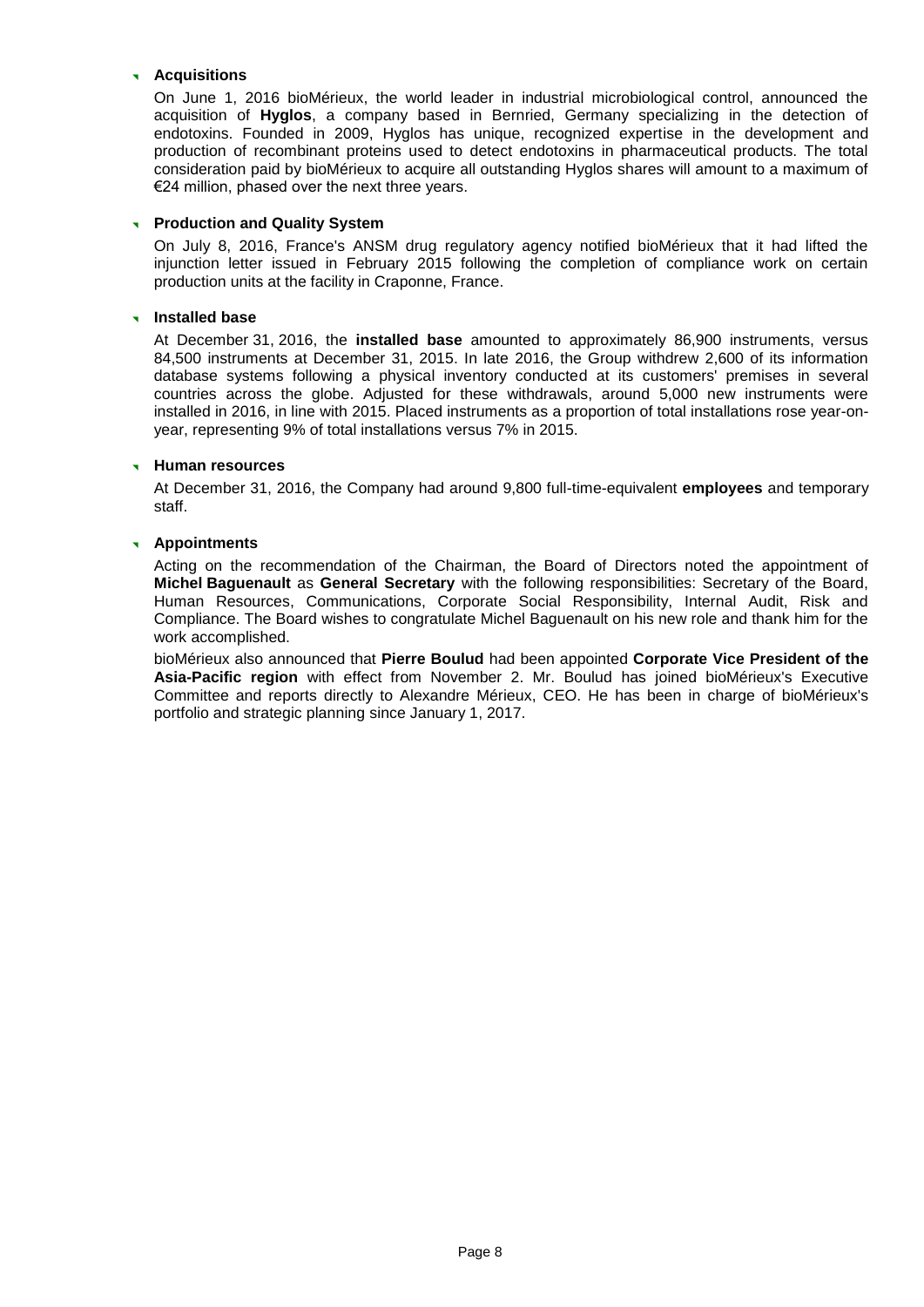- **Acquisitions**

  On June 1, 2016 bioMérieux, the world leader in industrial microbiological control, announced the acquisition of **Hyglos**, a company based in Bernried, Germany specializing in the detection of endotoxins. Founded in 2009, Hyglos has unique, recognized expertise in the development and production of recombinant proteins used to detect endotoxins in pharmaceutical products. The total consideration paid by bioMérieux to acquire all outstanding Hyglos shares will amount to a maximum of €24 million, phased over the next three years.

- **Production and Quality System**

  On July 8, 2016, France's ANSM drug regulatory agency notified bioMérieux that it had lifted the injunction letter issued in February 2015 following the completion of compliance work on certain production units at the facility in Craponne, France.

- **Installed base**

  At December 31, 2016, the **installed base** amounted to approximately 86,900 instruments, versus 84,500 instruments at December 31, 2015. In late 2016, the Group withdrew 2,600 of its information database systems following a physical inventory conducted at its customers' premises in several countries across the globe. Adjusted for these withdrawals, around 5,000 new instruments were installed in 2016, in line with 2015. Placed instruments as a proportion of total installations rose year-on-year, representing 9% of total installations versus 7% in 2015.

- **Human resources**

  At December 31, 2016, the Company had around 9,800 full-time-equivalent **employees** and temporary staff.

- **Appointments**

  Acting on the recommendation of the Chairman, the Board of Directors noted the appointment of **Michel Baguenault** as **General Secretary** with the following responsibilities: Secretary of the Board, Human Resources, Communications, Corporate Social Responsibility, Internal Audit, Risk and Compliance. The Board wishes to congratulate Michel Baguenault on his new role and thank him for the work accomplished.

  bioMérieux also announced that **Pierre Boulud** had been appointed **Corporate Vice President of the Asia-Pacific region** with effect from November 2. Mr. Boulud has joined bioMérieux's Executive Committee and reports directly to Alexandre Mérieux, CEO. He has been in charge of bioMérieux's portfolio and strategic planning since January 1, 2017.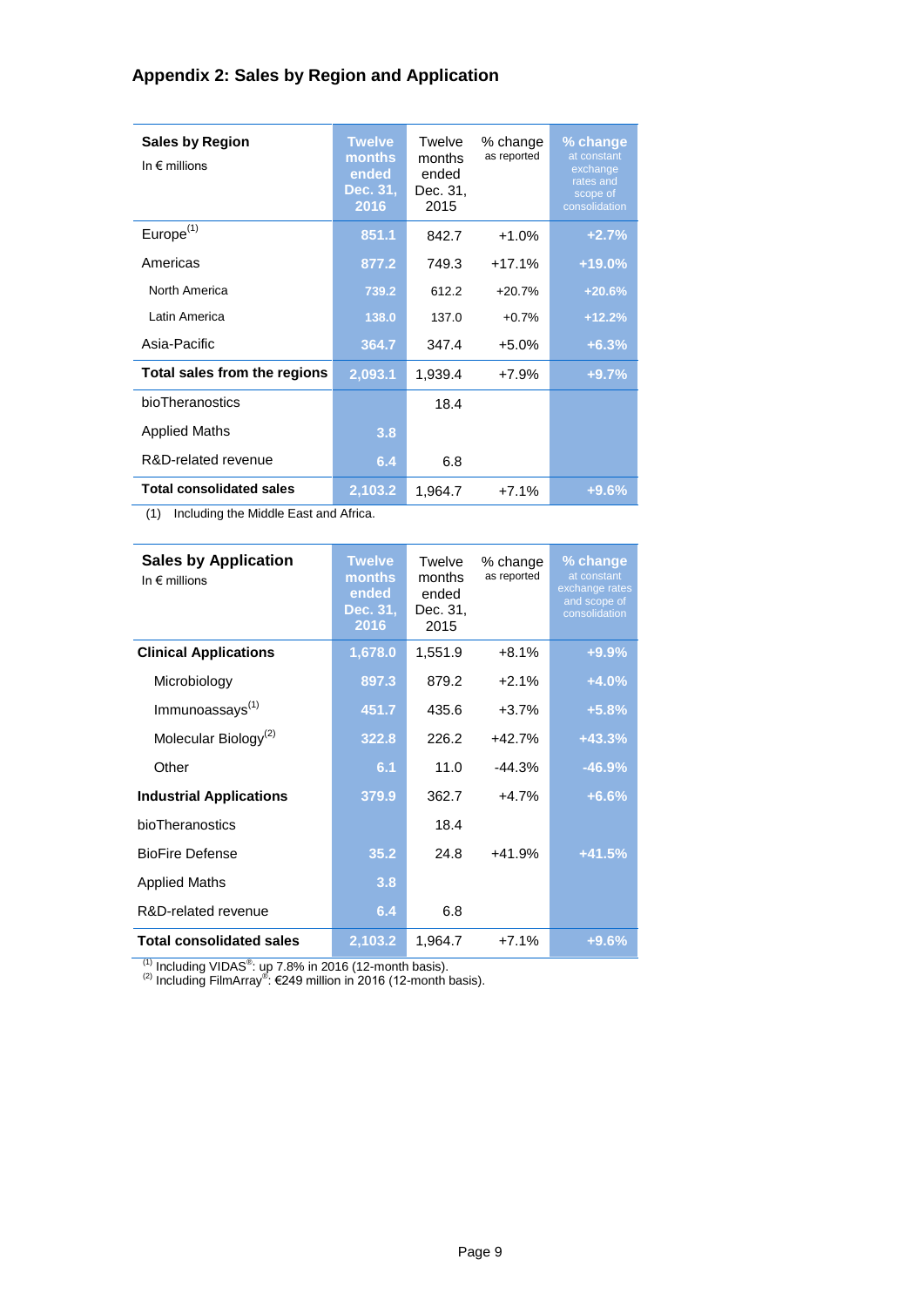## Appendix 2: Sales by Region and Application

| **Sales by Region** In € millions | **Twelve months ended Dec. 31, 2016** | Twelve months ended Dec. 31, 2015 | % change as reported | **% change** at constant exchange rates and scope of consolidation |
|---|---|---|---|---|
| Europe[1] | **851.1** | 842.7 | +1.0% | **+2.7%** |
| Americas | **877.2** | 749.3 | +17.1% | **+19.0%** |
| North America | **739.2** | 612.2 | +20.7% | **+20.6%** |
| Latin America | **138.0** | 137.0 | +0.7% | **+12.2%** |
| Asia-Pacific | **364.7** | 347.4 | +5.0% | **+6.3%** |
| **Total sales from the regions** | **2,093.1** | 1,939.4 | +7.9% | **+9.7%** |
| bioTheranostics | | 18.4 | | |
| Applied Maths | **3.8** | | | |
| R&D-related revenue | **6.4** | 6.8 | | |
| **Total consolidated sales** | **2,103.2** | 1,964.7 | +7.1% | **+9.6%** |

(1) Including the Middle East and Africa.

| **Sales by Application** In € millions | **Twelve months ended Dec. 31, 2016** | Twelve months ended Dec. 31, 2015 | % change as reported | **% change** at constant exchange rates and scope of consolidation |
|---|---|---|---|---|
| **Clinical Applications** | **1,678.0** | 1,551.9 | +8.1% | **+9.9%** |
| Microbiology | **897.3** | 879.2 | +2.1% | **+4.0%** |
| Immunoassays[1] | **451.7** | 435.6 | +3.7% | **+5.8%** |
| Molecular Biology[2] | **322.8** | 226.2 | +42.7% | **+43.3%** |
| Other | **6.1** | 11.0 | -44.3% | **-46.9%** |
| **Industrial Applications** | **379.9** | 362.7 | +4.7% | **+6.6%** |
| bioTheranostics | | 18.4 | | |
| BioFire Defense | **35.2** | 24.8 | +41.9% | **+41.5%** |
| Applied Maths | **3.8** | | | |
| R&D-related revenue | **6.4** | 6.8 | | |
| **Total consolidated sales** | **2,103.2** | 1,964.7 | +7.1% | **+9.6%** |

(1) Including VIDAS®: up 7.8% in 2016 (12-month basis).
(2) Including FilmArray®: €249 million in 2016 (12-month basis).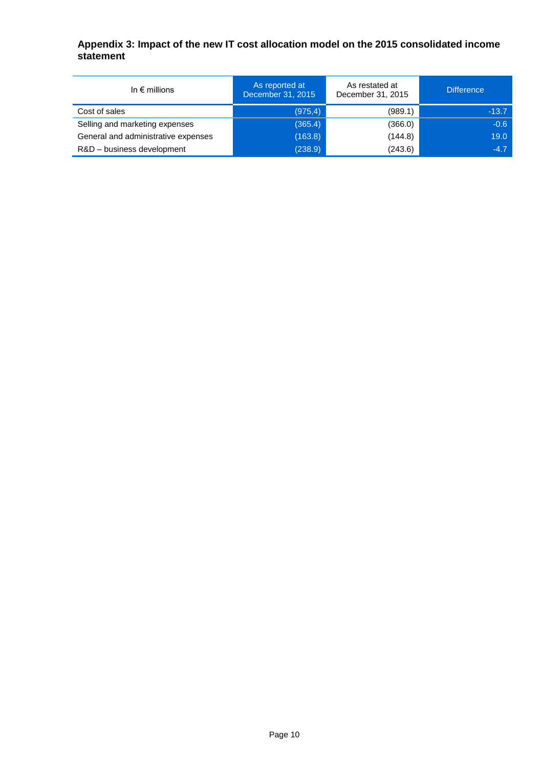## Appendix 3: Impact of the new IT cost allocation model on the 2015 consolidated income statement

| In € millions | As reported at December 31, 2015 | As restated at December 31, 2015 | Difference |
|---|---|---|---|
| Cost of sales | (975,4) | (989.1) | -13.7 |
| Selling and marketing expenses | (365.4) | (366.0) | -0.6 |
| General and administrative expenses | (163.8) | (144.8) | 19.0 |
| R&D – business development | (238.9) | (243.6) | -4.7 |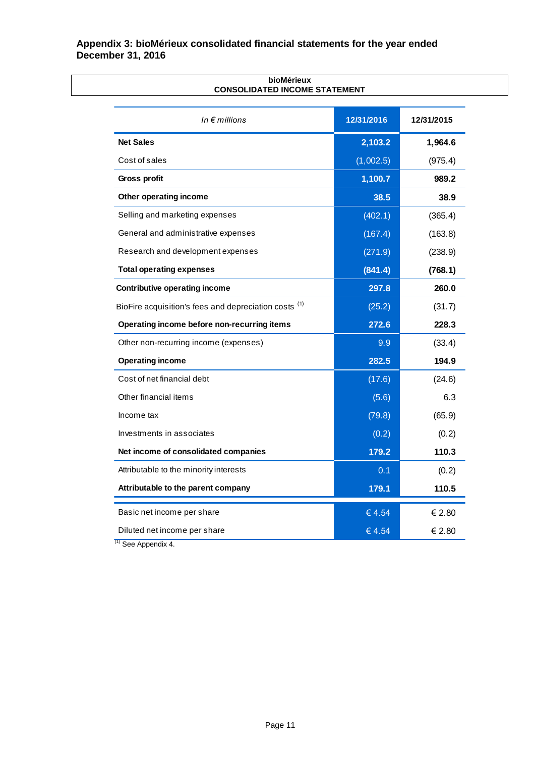## Appendix 3: bioMérieux consolidated financial statements for the year ended December 31, 2016

**bioMérieux**
**CONSOLIDATED INCOME STATEMENT**

| *In € millions* | 12/31/2016 | 12/31/2015 |
|---|---|---|
| **Net Sales** | **2,103.2** | **1,964.6** |
| Cost of sales | (1,002.5) | (975.4) |
| **Gross profit** | **1,100.7** | **989.2** |
| **Other operating income** | **38.5** | **38.9** |
| Selling and marketing expenses | (402.1) | (365.4) |
| General and administrative expenses | (167.4) | (163.8) |
| Research and development expenses | (271.9) | (238.9) |
| **Total operating expenses** | **(841.4)** | **(768.1)** |
| **Contributive operating income** | **297.8** | **260.0** |
| BioFire acquisition's fees and depreciation costs [1] | (25.2) | (31.7) |
| **Operating income before non-recurring items** | **272.6** | **228.3** |
| Other non-recurring income (expenses) | 9.9 | (33.4) |
| **Operating income** | **282.5** | **194.9** |
| Cost of net financial debt | (17.6) | (24.6) |
| Other financial items | (5.6) | 6.3 |
| Income tax | (79.8) | (65.9) |
| Investments in associates | (0.2) | (0.2) |
| **Net income of consolidated companies** | **179.2** | **110.3** |
| Attributable to the minority interests | 0.1 | (0.2) |
| **Attributable to the parent company** | **179.1** | **110.5** |
| Basic net income per share | € 4.54 | € 2.80 |
| Diluted net income per share | € 4.54 | € 2.80 |

[1] See Appendix 4.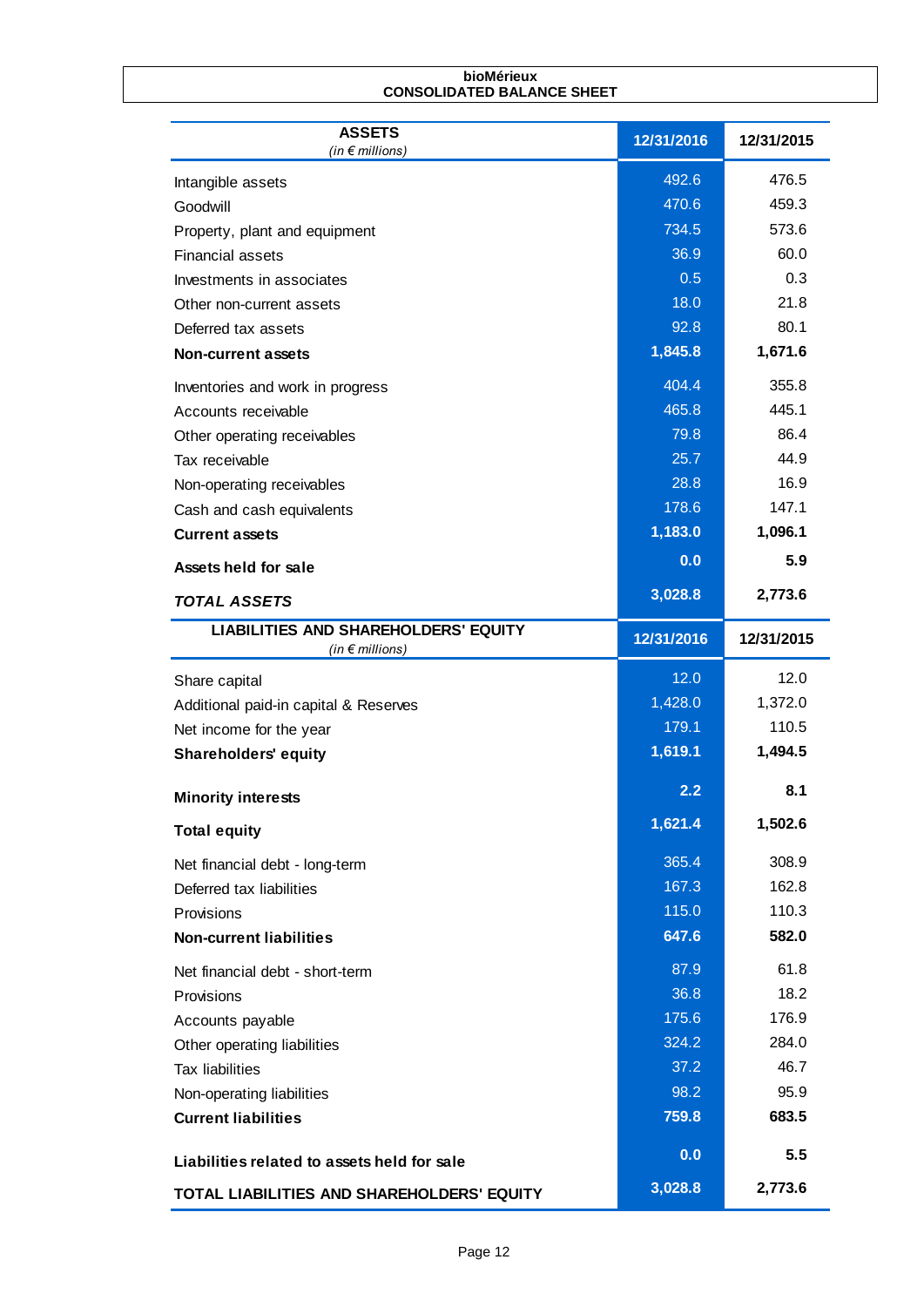**bioMérieux**
**CONSOLIDATED BALANCE SHEET**

| **ASSETS** *(in € millions)* | **12/31/2016** | **12/31/2015** |
|---|---|---|
| Intangible assets | 492.6 | 476.5 |
| Goodwill | 470.6 | 459.3 |
| Property, plant and equipment | 734.5 | 573.6 |
| Financial assets | 36.9 | 60.0 |
| Investments in associates | 0.5 | 0.3 |
| Other non-current assets | 18.0 | 21.8 |
| Deferred tax assets | 92.8 | 80.1 |
| **Non-current assets** | **1,845.8** | **1,671.6** |
| Inventories and work in progress | 404.4 | 355.8 |
| Accounts receivable | 465.8 | 445.1 |
| Other operating receivables | 79.8 | 86.4 |
| Tax receivable | 25.7 | 44.9 |
| Non-operating receivables | 28.8 | 16.9 |
| Cash and cash equivalents | 178.6 | 147.1 |
| **Current assets** | **1,183.0** | **1,096.1** |
| **Assets held for sale** | **0.0** | **5.9** |
| ***TOTAL ASSETS*** | **3,028.8** | **2,773.6** |

| **LIABILITIES AND SHAREHOLDERS' EQUITY** *(in € millions)* | **12/31/2016** | **12/31/2015** |
|---|---|---|
| Share capital | 12.0 | 12.0 |
| Additional paid-in capital & Reserves | 1,428.0 | 1,372.0 |
| Net income for the year | 179.1 | 110.5 |
| **Shareholders' equity** | **1,619.1** | **1,494.5** |
| **Minority interests** | **2.2** | **8.1** |
| **Total equity** | **1,621.4** | **1,502.6** |
| Net financial debt - long-term | 365.4 | 308.9 |
| Deferred tax liabilities | 167.3 | 162.8 |
| Provisions | 115.0 | 110.3 |
| **Non-current liabilities** | **647.6** | **582.0** |
| Net financial debt - short-term | 87.9 | 61.8 |
| Provisions | 36.8 | 18.2 |
| Accounts payable | 175.6 | 176.9 |
| Other operating liabilities | 324.2 | 284.0 |
| Tax liabilities | 37.2 | 46.7 |
| Non-operating liabilities | 98.2 | 95.9 |
| **Current liabilities** | **759.8** | **683.5** |
| **Liabilities related to assets held for sale** | **0.0** | **5.5** |
| **TOTAL LIABILITIES AND SHAREHOLDERS' EQUITY** | **3,028.8** | **2,773.6** |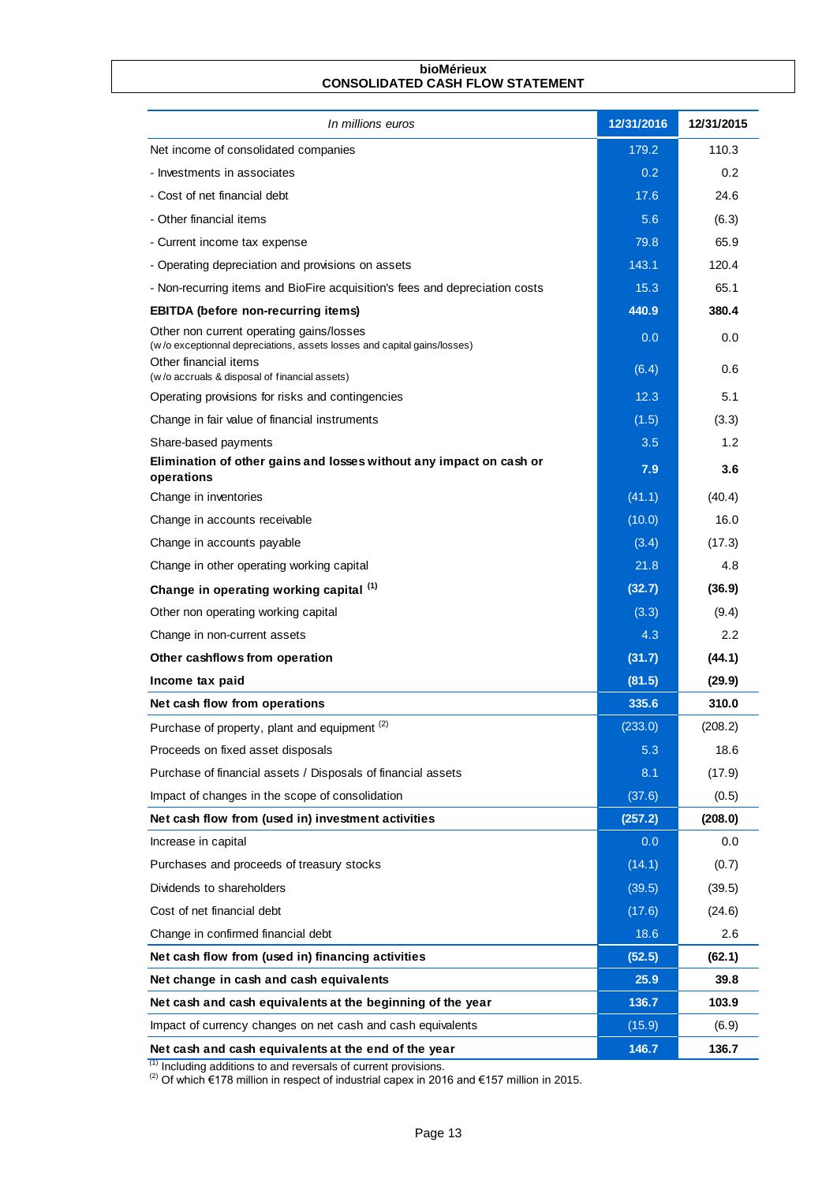**bioMérieux**
**CONSOLIDATED CASH FLOW STATEMENT**

| *In millions euros* | 12/31/2016 | 12/31/2015 |
|---|---|---|
| Net income of consolidated companies | 179.2 | 110.3 |
| - Investments in associates | 0.2 | 0.2 |
| - Cost of net financial debt | 17.6 | 24.6 |
| - Other financial items | 5.6 | (6.3) |
| - Current income tax expense | 79.8 | 65.9 |
| - Operating depreciation and provisions on assets | 143.1 | 120.4 |
| - Non-recurring items and BioFire acquisition's fees and depreciation costs | 15.3 | 65.1 |
| **EBITDA (before non-recurring items)** | **440.9** | **380.4** |
| Other non current operating gains/losses (w/o exceptionnal depreciations, assets losses and capital gains/losses) | 0.0 | 0.0 |
| Other financial items (w/o accruals & disposal of financial assets) | (6.4) | 0.6 |
| Operating provisions for risks and contingencies | 12.3 | 5.1 |
| Change in fair value of financial instruments | (1.5) | (3.3) |
| Share-based payments | 3.5 | 1.2 |
| **Elimination of other gains and losses without any impact on cash or operations** | **7.9** | **3.6** |
| Change in inventories | (41.1) | (40.4) |
| Change in accounts receivable | (10.0) | 16.0 |
| Change in accounts payable | (3.4) | (17.3) |
| Change in other operating working capital | 21.8 | 4.8 |
| **Change in operating working capital [1]** | **(32.7)** | **(36.9)** |
| Other non operating working capital | (3.3) | (9.4) |
| Change in non-current assets | 4.3 | 2.2 |
| **Other cashflows from operation** | **(31.7)** | **(44.1)** |
| **Income tax paid** | **(81.5)** | **(29.9)** |
| **Net cash flow from operations** | **335.6** | **310.0** |
| Purchase of property, plant and equipment [2] | (233.0) | (208.2) |
| Proceeds on fixed asset disposals | 5.3 | 18.6 |
| Purchase of financial assets / Disposals of financial assets | 8.1 | (17.9) |
| Impact of changes in the scope of consolidation | (37.6) | (0.5) |
| **Net cash flow from (used in) investment activities** | **(257.2)** | **(208.0)** |
| Increase in capital | 0.0 | 0.0 |
| Purchases and proceeds of treasury stocks | (14.1) | (0.7) |
| Dividends to shareholders | (39.5) | (39.5) |
| Cost of net financial debt | (17.6) | (24.6) |
| Change in confirmed financial debt | 18.6 | 2.6 |
| **Net cash flow from (used in) financing activities** | **(52.5)** | **(62.1)** |
| **Net change in cash and cash equivalents** | **25.9** | **39.8** |
| **Net cash and cash equivalents at the beginning of the year** | **136.7** | **103.9** |
| Impact of currency changes on net cash and cash equivalents | (15.9) | (6.9) |
| **Net cash and cash equivalents at the end of the year** | **146.7** | **136.7** |

[1] Including additions to and reversals of current provisions.
[2] Of which €178 million in respect of industrial capex in 2016 and €157 million in 2015.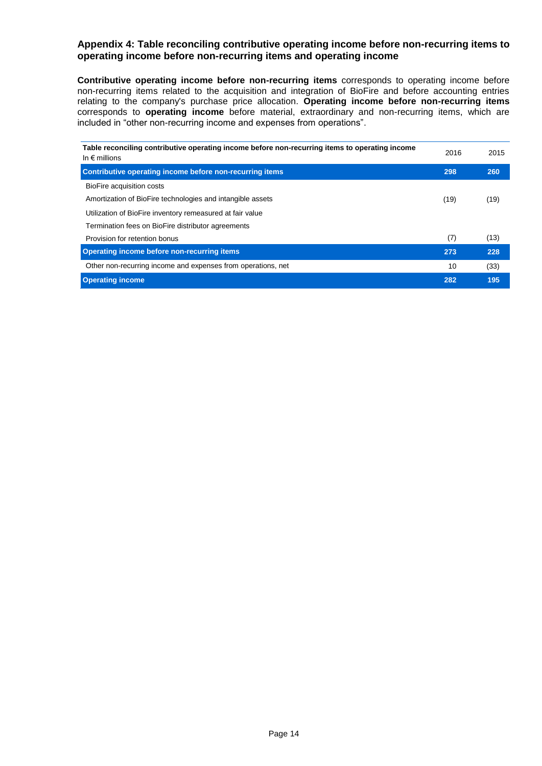### Appendix 4: Table reconciling contributive operating income before non-recurring items to operating income before non-recurring items and operating income

**Contributive operating income before non-recurring items** corresponds to operating income before non-recurring items related to the acquisition and integration of BioFire and before accounting entries relating to the company's purchase price allocation. **Operating income before non-recurring items** corresponds to **operating income** before material, extraordinary and non-recurring items, which are included in "other non-recurring income and expenses from operations".

| **Table reconciling contributive operating income before non-recurring items to operating income**<br>In € millions | 2016 | 2015 |
|---|---|---|
| **Contributive operating income before non-recurring items** | **298** | **260** |
| BioFire acquisition costs | | |
| Amortization of BioFire technologies and intangible assets | (19) | (19) |
| Utilization of BioFire inventory remeasured at fair value | | |
| Termination fees on BioFire distributor agreements | | |
| Provision for retention bonus | (7) | (13) |
| **Operating income before non-recurring items** | **273** | **228** |
| Other non-recurring income and expenses from operations, net | 10 | (33) |
| **Operating income** | **282** | **195** |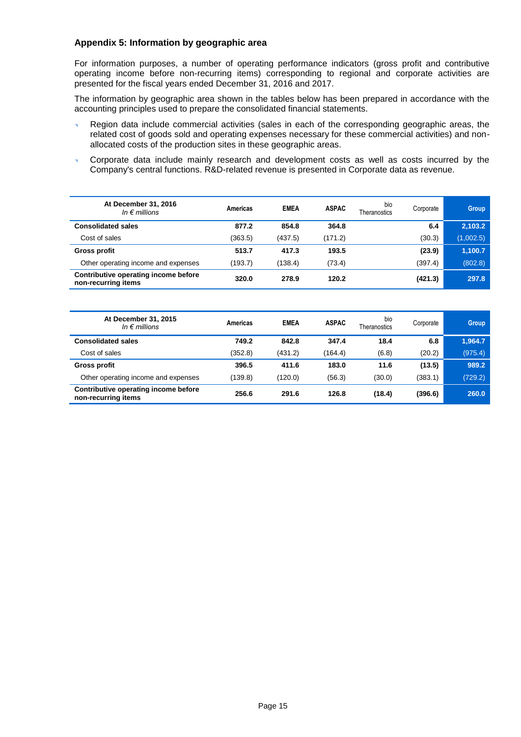### Appendix 5: Information by geographic area

For information purposes, a number of operating performance indicators (gross profit and contributive operating income before non-recurring items) corresponding to regional and corporate activities are presented for the fiscal years ended December 31, 2016 and 2017.

The information by geographic area shown in the tables below has been prepared in accordance with the accounting principles used to prepare the consolidated financial statements.

- Region data include commercial activities (sales in each of the corresponding geographic areas, the related cost of goods sold and operating expenses necessary for these commercial activities) and non-allocated costs of the production sites in these geographic areas.
- Corporate data include mainly research and development costs as well as costs incurred by the Company's central functions. R&D-related revenue is presented in Corporate data as revenue.

| **At December 31, 2016** *In € millions* | Americas | EMEA | ASPAC | bio Theranostics | Corporate | Group |
|---|---|---|---|---|---|---|
| **Consolidated sales** | **877.2** | **854.8** | **364.8** | | **6.4** | **2,103.2** |
| Cost of sales | (363.5) | (437.5) | (171.2) | | (30.3) | (1,002.5) |
| **Gross profit** | **513.7** | **417.3** | **193.5** | | **(23.9)** | **1,100.7** |
| Other operating income and expenses | (193.7) | (138.4) | (73.4) | | (397.4) | (802.8) |
| **Contributive operating income before non-recurring items** | **320.0** | **278.9** | **120.2** | | **(421.3)** | **297.8** |

| **At December 31, 2015** *In € millions* | Americas | EMEA | ASPAC | bio Theranostics | Corporate | Group |
|---|---|---|---|---|---|---|
| **Consolidated sales** | **749.2** | **842.8** | **347.4** | **18.4** | **6.8** | **1,964.7** |
| Cost of sales | (352.8) | (431.2) | (164.4) | (6.8) | (20.2) | (975.4) |
| **Gross profit** | **396.5** | **411.6** | **183.0** | **11.6** | **(13.5)** | **989.2** |
| Other operating income and expenses | (139.8) | (120.0) | (56.3) | (30.0) | (383.1) | (729.2) |
| **Contributive operating income before non-recurring items** | **256.6** | **291.6** | **126.8** | **(18.4)** | **(396.6)** | **260.0** |